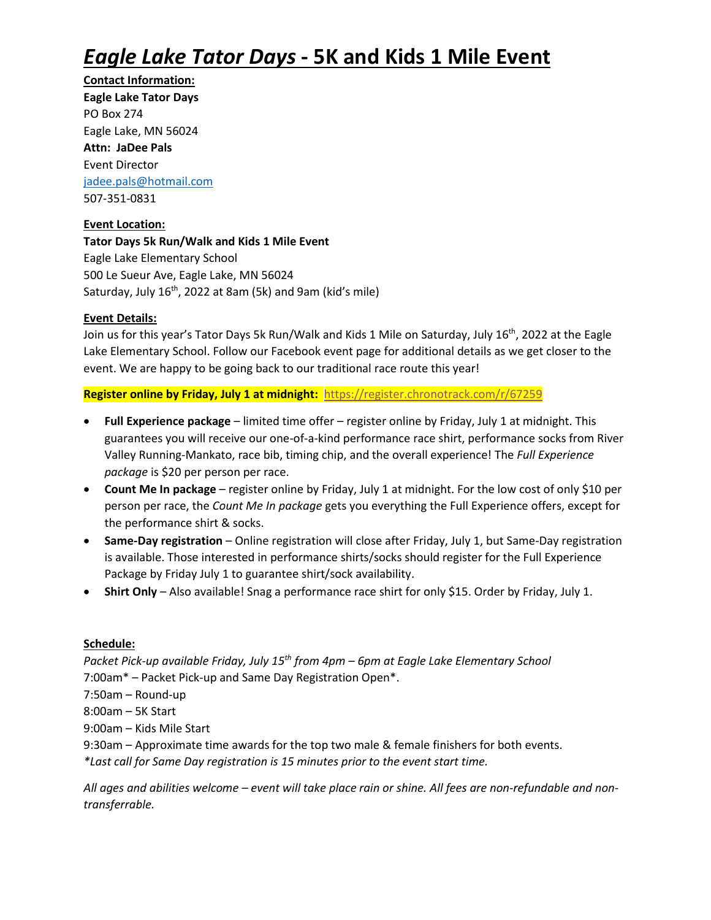# *Eagle Lake Tator Days* - 5K and Kids 1 Mile Event

**Contact Information:**

**Eagle Lake Tator Days**
PO Box 274
Eagle Lake, MN 56024
**Attn: JaDee Pals**
Event Director
jadee.pals@hotmail.com
507-351-0831

**Event Location:**

**Tator Days 5k Run/Walk and Kids 1 Mile Event**
Eagle Lake Elementary School
500 Le Sueur Ave, Eagle Lake, MN 56024
Saturday, July 16th, 2022 at 8am (5k) and 9am (kid's mile)

**Event Details:**

Join us for this year's Tator Days 5k Run/Walk and Kids 1 Mile on Saturday, July 16th, 2022 at the Eagle Lake Elementary School. Follow our Facebook event page for additional details as we get closer to the event. We are happy to be going back to our traditional race route this year!

**Register online by Friday, July 1 at midnight:** https://register.chronotrack.com/r/67259

- **Full Experience package** – limited time offer – register online by Friday, July 1 at midnight. This guarantees you will receive our one-of-a-kind performance race shirt, performance socks from River Valley Running-Mankato, race bib, timing chip, and the overall experience! The *Full Experience package* is $20 per person per race.
- **Count Me In package** – register online by Friday, July 1 at midnight. For the low cost of only $10 per person per race, the *Count Me In package* gets you everything the Full Experience offers, except for the performance shirt & socks.
- **Same-Day registration** – Online registration will close after Friday, July 1, but Same-Day registration is available. Those interested in performance shirts/socks should register for the Full Experience Package by Friday July 1 to guarantee shirt/sock availability.
- **Shirt Only** – Also available! Snag a performance race shirt for only $15. Order by Friday, July 1.

**Schedule:**

*Packet Pick-up available Friday, July 15th from 4pm – 6pm at Eagle Lake Elementary School*
7:00am* – Packet Pick-up and Same Day Registration Open*.
7:50am – Round-up
8:00am – 5K Start
9:00am – Kids Mile Start
9:30am – Approximate time awards for the top two male & female finishers for both events.
*\*Last call for Same Day registration is 15 minutes prior to the event start time.*

*All ages and abilities welcome – event will take place rain or shine. All fees are non-refundable and non-transferrable.*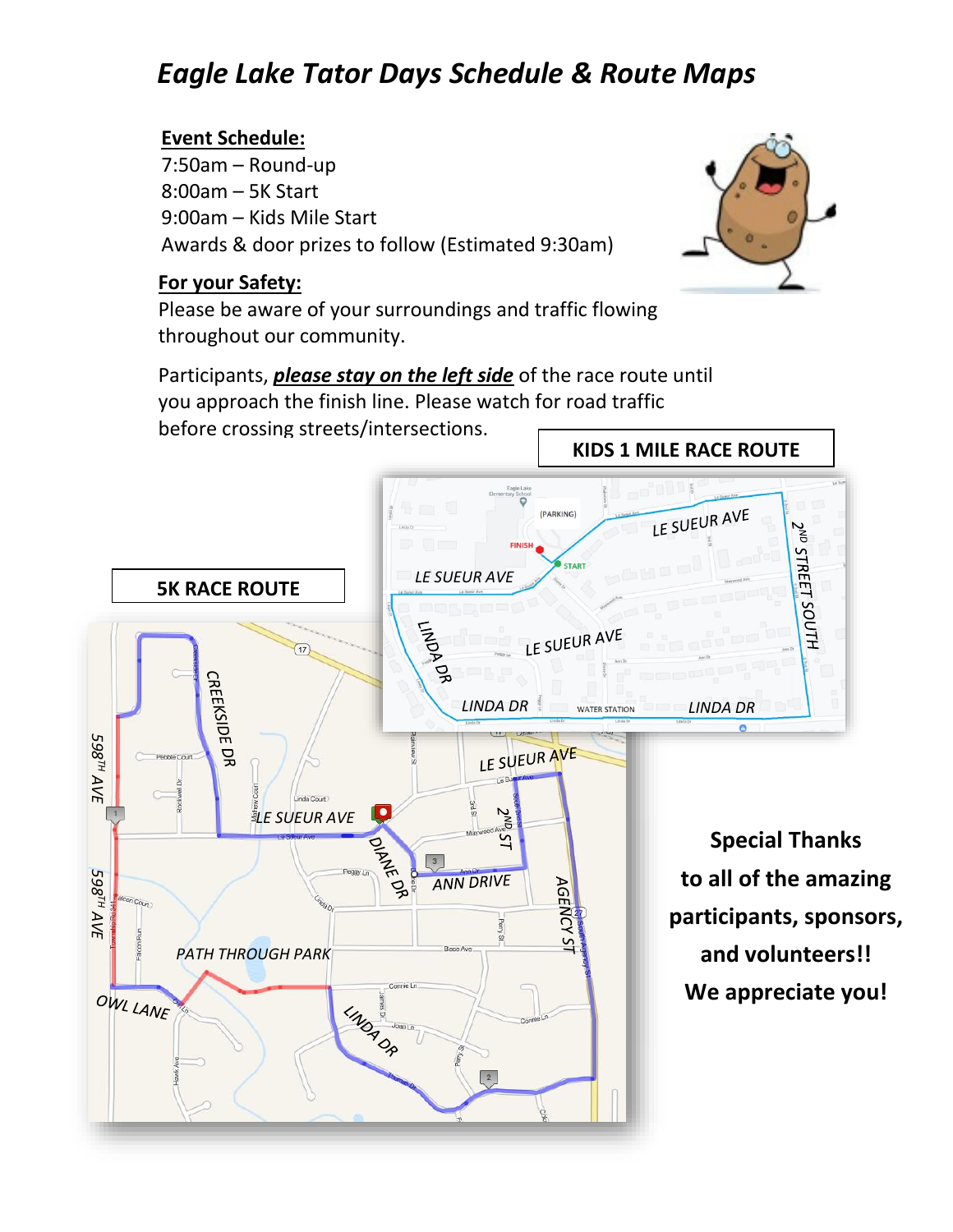# *Eagle Lake Tator Days Schedule & Route Maps*

**Event Schedule:**

7:50am – Round-up
8:00am – 5K Start
9:00am – Kids Mile Start
Awards & door prizes to follow (Estimated 9:30am)

**For your Safety:**

Please be aware of your surroundings and traffic flowing throughout our community.

Participants, ***please stay on the left side*** of the race route until you approach the finish line. Please watch for road traffic before crossing streets/intersections.

**KIDS 1 MILE RACE ROUTE**

(PARKING)
FINISH
START
LE SUEUR AVE
LE SUEUR AVE
LE SUEUR AVE
2ND STREET SOUTH
LINDA DR
LINDA DR
WATER STATION
LINDA DR

**5K RACE ROUTE**

CREEKSIDE DR
598TH AVE
598TH AVE
LE SUEUR AVE
LE SUEUR AVE
DIANE DR
2ND ST
ANN DRIVE
AGENCY ST
PATH THROUGH PARK
OWL LANE
LINDA DR
1
2
3
17

**Special Thanks to all of the amazing participants, sponsors, and volunteers!!**

**We appreciate you!**